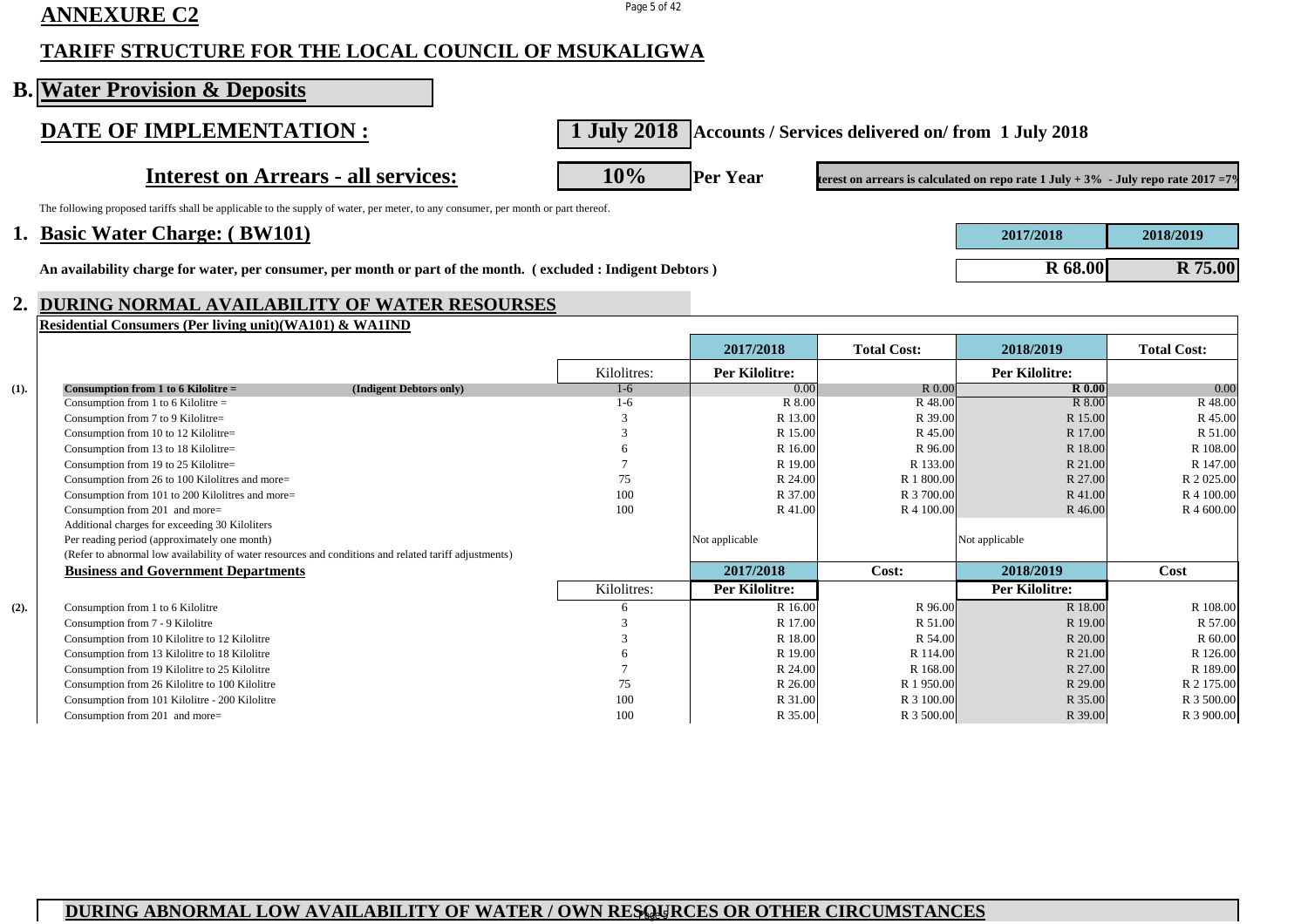## ANNEXURE C2

## TARIFF STRUCTURE FOR THE LOCAL COUNCIL OF MSUKALIGWA

## B. Water Provision & Deposits

### DATE OF IMPLEMENTATION : 1 July 2018 Accounts / Services delivered on/ from 1 July 2018

### Interest on Arrears - all services: 10% Per Year

terest on arrears is calculated on repo rate 1 July + 3% - July repo rate 2017 =7%

The following proposed tariffs shall be applicable to the supply of water, per meter, to any consumer, per month or part thereof.

### 1. Basic Water Charge: ( BW101)

| | 2017/2018 | 2018/2019 |
|---|---|---|
| **An availability charge for water, per consumer, per month or part of the month. ( excluded : Indigent Debtors )** | **R 68.00** | **R 75.00** |

### 2. DURING NORMAL AVAILABILITY OF WATER RESOURSES

| | Residential Consumers (Per living unit)(WA101) & WA1IND | | 2017/2018 | Total Cost: | 2018/2019 | Total Cost: |
|---|---|---|---|---|---|---|
| | | Kilolitres: | Per Kilolitre: | | Per Kilolitre: | |
| (1). | **Consumption from 1 to 6 Kilolitre = (Indigent Debtors only)** | 1-6 | 0.00 | R 0.00 | **R 0.00** | 0.00 |
| | Consumption from 1 to 6 Kilolitre = | 1-6 | R 8.00 | R 48.00 | R 8.00 | R 48.00 |
| | Consumption from 7 to 9 Kilolitre= | 3 | R 13.00 | R 39.00 | R 15.00 | R 45.00 |
| | Consumption from 10 to 12 Kilolitre= | 3 | R 15.00 | R 45.00 | R 17.00 | R 51.00 |
| | Consumption from 13 to 18 Kilolitre= | 6 | R 16.00 | R 96.00 | R 18.00 | R 108.00 |
| | Consumption from 19 to 25 Kilolitre= | 7 | R 19.00 | R 133.00 | R 21.00 | R 147.00 |
| | Consumption from 26 to 100 Kilolitres and more= | 75 | R 24.00 | R 1 800.00 | R 27.00 | R 2 025.00 |
| | Consumption from 101 to 200 Kilolitres and more= | 100 | R 37.00 | R 3 700.00 | R 41.00 | R 4 100.00 |
| | Consumption from 201 and more= | 100 | R 41.00 | R 4 100.00 | R 46.00 | R 4 600.00 |
| | Additional charges for exceeding 30 Kiloliters | | | | | |
| | Per reading period (approximately one month) | | Not applicable | | Not applicable | |
| | (Refer to abnormal low availability of water resources and conditions and related tariff adjustments) | | | | | |
| | **Business and Government Departments** | | **2017/2018** | **Cost:** | **2018/2019** | **Cost** |
| | | Kilolitres: | Per Kilolitre: | | Per Kilolitre: | |
| (2). | Consumption from 1 to 6 Kilolitre | 6 | R 16.00 | R 96.00 | R 18.00 | R 108.00 |
| | Consumption from 7 - 9 Kilolitre | 3 | R 17.00 | R 51.00 | R 19.00 | R 57.00 |
| | Consumption from 10 Kilolitre to 12 Kilolitre | 3 | R 18.00 | R 54.00 | R 20.00 | R 60.00 |
| | Consumption from 13 Kilolitre to 18 Kilolitre | 6 | R 19.00 | R 114.00 | R 21.00 | R 126.00 |
| | Consumption from 19 Kilolitre to 25 Kilolitre | 7 | R 24.00 | R 168.00 | R 27.00 | R 189.00 |
| | Consumption from 26 Kilolitre to 100 Kilolitre | 75 | R 26.00 | R 1 950.00 | R 29.00 | R 2 175.00 |
| | Consumption from 101 Kilolitre - 200 Kilolitre | 100 | R 31.00 | R 3 100.00 | R 35.00 | R 3 500.00 |
| | Consumption from 201 and more= | 100 | R 35.00 | R 3 500.00 | R 39.00 | R 3 900.00 |

### DURING ABNORMAL LOW AVAILABILITY OF WATER / OWN RESOURCES OR OTHER CIRCUMSTANCES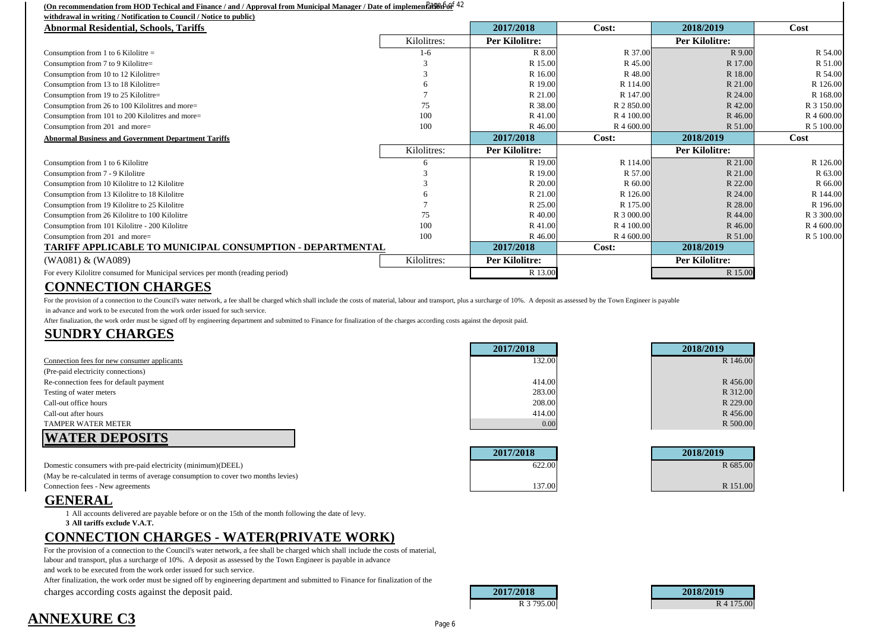**(On recommendation from HOD Techical and Finance / and / Approval from Municipal Manager / Date of implementation of withdrawal in writing / Notification to Council / Notice to public)**

| **Abnormal Residential, Schools, Tariffs** | | **2017/2018** | **Cost:** | **2018/2019** | **Cost** |
|---|---|---|---|---|---|
| | Kilolitres: | **Per Kilolitre:** | | **Per Kilolitre:** | |
| Consumption from 1 to 6 Kilolitre = | 1-6 | R 8.00 | R 37.00 | R 9.00 | R 54.00 |
| Consumption from 7 to 9 Kilolitre= | 3 | R 15.00 | R 45.00 | R 17.00 | R 51.00 |
| Consumption from 10 to 12 Kilolitre= | 3 | R 16.00 | R 48.00 | R 18.00 | R 54.00 |
| Consumption from 13 to 18 Kilolitre= | 6 | R 19.00 | R 114.00 | R 21.00 | R 126.00 |
| Consumption from 19 to 25 Kilolitre= | 7 | R 21.00 | R 147.00 | R 24.00 | R 168.00 |
| Consumption from 26 to 100 Kilolitres and more= | 75 | R 38.00 | R 2 850.00 | R 42.00 | R 3 150.00 |
| Consumption from 101 to 200 Kilolitres and more= | 100 | R 41.00 | R 4 100.00 | R 46.00 | R 4 600.00 |
| Consumption from 201 and more= | 100 | R 46.00 | R 4 600.00 | R 51.00 | R 5 100.00 |
| **Abnormal Business and Government Department Tariffs** | | **2017/2018** | **Cost:** | **2018/2019** | **Cost** |
| | Kilolitres: | **Per Kilolitre:** | | **Per Kilolitre:** | |
| Consumption from 1 to 6 Kilolitre | 6 | R 19.00 | R 114.00 | R 21.00 | R 126.00 |
| Consumption from 7 - 9 Kilolitre | 3 | R 19.00 | R 57.00 | R 21.00 | R 63.00 |
| Consumption from 10 Kilolitre to 12 Kilolitre | 3 | R 20.00 | R 60.00 | R 22.00 | R 66.00 |
| Consumption from 13 Kilolitre to 18 Kilolitre | 6 | R 21.00 | R 126.00 | R 24.00 | R 144.00 |
| Consumption from 19 Kilolitre to 25 Kilolitre | 7 | R 25.00 | R 175.00 | R 28.00 | R 196.00 |
| Consumption from 26 Kilolitre to 100 Kilolitre | 75 | R 40.00 | R 3 000.00 | R 44.00 | R 3 300.00 |
| Consumption from 101 Kilolitre - 200 Kilolitre | 100 | R 41.00 | R 4 100.00 | R 46.00 | R 4 600.00 |
| Consumption from 201 and more= | 100 | R 46.00 | R 4 600.00 | R 51.00 | R 5 100.00 |
| **TARIFF APPLICABLE TO MUNICIPAL CONSUMPTION - DEPARTMENTAL** | | **2017/2018** | **Cost:** | **2018/2019** | |
| (WA081) & (WA089) | Kilolitres: | **Per Kilolitre:** | | **Per Kilolitre:** | |
| For every Kilolitre consumed for Municipal services per month (reading period) | | R 13.00 | | R 15.00 | |

## CONNECTION CHARGES

For the provision of a connection to the Council's water network, a fee shall be charged which shall include the costs of material, labour and transport, plus a surcharge of 10%. A deposit as assessed by the Town Engineer is payable in advance and work to be executed from the work order issued for such service.

After finalization, the work order must be signed off by engineering department and submitted to Finance for finalization of the charges according costs against the deposit paid.

## SUNDRY CHARGES

| | 2017/2018 | 2018/2019 |
|---|---|---|
| Connection fees for new consumer applicants | 132.00 | R 146.00 |
| (Pre-paid electricity connections) | | |
| Re-connection fees for default payment | 414.00 | R 456.00 |
| Testing of water meters | 283.00 | R 312.00 |
| Call-out office hours | 208.00 | R 229.00 |
| Call-out after hours | 414.00 | R 456.00 |
| TAMPER WATER METER | 0.00 | R 500.00 |

## WATER DEPOSITS

| | 2017/2018 | 2018/2019 |
|---|---|---|
| Domestic consumers with pre-paid electricity (minimum)(DEEL) | 622.00 | R 685.00 |
| (May be re-calculated in terms of average consumption to cover two months levies) | | |
| Connection fees - New agreements | 137.00 | R 151.00 |

## GENERAL

1 All accounts delivered are payable before or on the 15th of the month following the date of levy.

**3 All tariffs exclude V.A.T.**

## CONNECTION CHARGES - WATER(PRIVATE WORK)

For the provision of a connection to the Council's water network, a fee shall be charged which shall include the costs of material, labour and transport, plus a surcharge of 10%. A deposit as assessed by the Town Engineer is payable in advance and work to be executed from the work order issued for such service.

After finalization, the work order must be signed off by engineering department and submitted to Finance for finalization of the charges according costs against the deposit paid.

| 2017/2018 | 2018/2019 |
|---|---|
| R 3 795.00 | R 4 175.00 |

# ANNEXURE C3